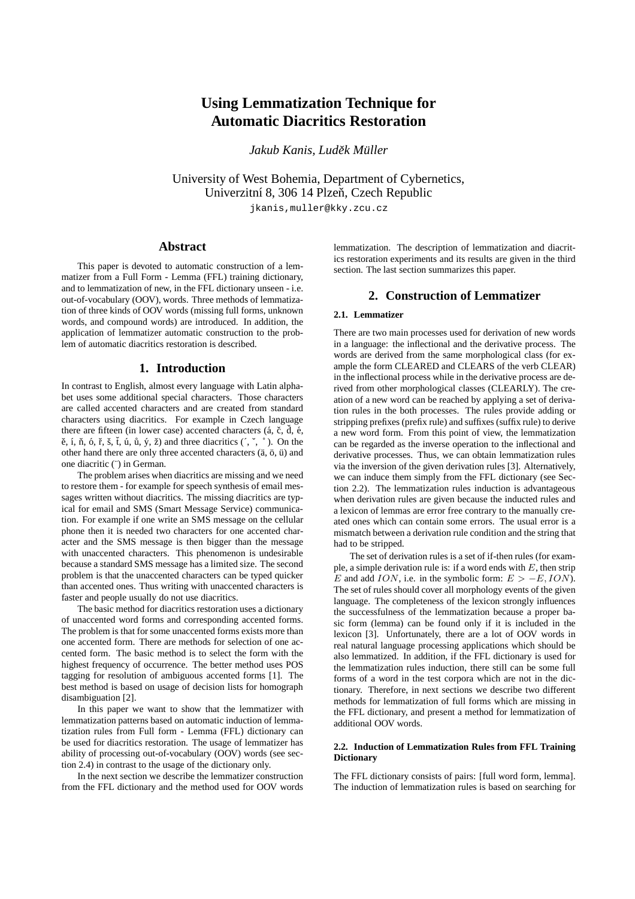# Using Lemmatization Technique for Automatic Diacritics Restoration

*Jakub Kanis, Luděk Müller*

University of West Bohemia, Department of Cybernetics,
Univerzitní 8, 306 14 Plzeň, Czech Republic

jkanis,muller@kky.zcu.cz

## Abstract

This paper is devoted to automatic construction of a lemmatizer from a Full Form - Lemma (FFL) training dictionary, and to lemmatization of new, in the FFL dictionary unseen - i.e. out-of-vocabulary (OOV), words. Three methods of lemmatization of three kinds of OOV words (missing full forms, unknown words, and compound words) are introduced. In addition, the application of lemmatizer automatic construction to the problem of automatic diacritics restoration is described.

## 1. Introduction

In contrast to English, almost every language with Latin alphabet uses some additional special characters. Those characters are called accented characters and are created from standard characters using diacritics. For example in Czech language there are fifteen (in lower case) accented characters (á, č, ď, é, ě, í, ň, ó, ř, š, ť, ú, ů, ý, ž) and three diacritics (´, ˇ, ˚). On the other hand there are only three accented characters (ä, ö, ü) and one diacritic (¨) in German.

The problem arises when diacritics are missing and we need to restore them - for example for speech synthesis of email messages written without diacritics. The missing diacritics are typical for email and SMS (Smart Message Service) communication. For example if one write an SMS message on the cellular phone then it is needed two characters for one accented character and the SMS message is then bigger than the message with unaccented characters. This phenomenon is undesirable because a standard SMS message has a limited size. The second problem is that the unaccented characters can be typed quicker than accented ones. Thus writing with unaccented characters is faster and people usually do not use diacritics.

The basic method for diacritics restoration uses a dictionary of unaccented word forms and corresponding accented forms. The problem is that for some unaccented forms exists more than one accented form. There are methods for selection of one accented form. The basic method is to select the form with the highest frequency of occurrence. The better method uses POS tagging for resolution of ambiguous accented forms [1]. The best method is based on usage of decision lists for homograph disambiguation [2].

In this paper we want to show that the lemmatizer with lemmatization patterns based on automatic induction of lemmatization rules from Full form - Lemma (FFL) dictionary can be used for diacritics restoration. The usage of lemmatizer has ability of processing out-of-vocabulary (OOV) words (see section 2.4) in contrast to the usage of the dictionary only.

In the next section we describe the lemmatizer construction from the FFL dictionary and the method used for OOV words lemmatization. The description of lemmatization and diacritics restoration experiments and its results are given in the third section. The last section summarizes this paper.

## 2. Construction of Lemmatizer

### 2.1. Lemmatizer

There are two main processes used for derivation of new words in a language: the inflectional and the derivative process. The words are derived from the same morphological class (for example the form CLEARED and CLEARS of the verb CLEAR) in the inflectional process while in the derivative process are derived from other morphological classes (CLEARLY). The creation of a new word can be reached by applying a set of derivation rules in the both processes. The rules provide adding or stripping prefixes (prefix rule) and suffixes (suffix rule) to derive a new word form. From this point of view, the lemmatization can be regarded as the inverse operation to the inflectional and derivative processes. Thus, we can obtain lemmatization rules via the inversion of the given derivation rules [3]. Alternatively, we can induce them simply from the FFL dictionary (see Section 2.2). The lemmatization rules induction is advantageous when derivation rules are given because the inducted rules and a lexicon of lemmas are error free contrary to the manually created ones which can contain some errors. The usual error is a mismatch between a derivation rule condition and the string that had to be stripped.

The set of derivation rules is a set of if-then rules (for example, a simple derivation rule is: if a word ends with $E$, then strip $E$ and add $ION$, i.e. in the symbolic form: $E > -E, ION$). The set of rules should cover all morphology events of the given language. The completeness of the lexicon strongly influences the successfulness of the lemmatization because a proper basic form (lemma) can be found only if it is included in the lexicon [3]. Unfortunately, there are a lot of OOV words in real natural language processing applications which should be also lemmatized. In addition, if the FFL dictionary is used for the lemmatization rules induction, there still can be some full forms of a word in the test corpora which are not in the dictionary. Therefore, in next sections we describe two different methods for lemmatization of full forms which are missing in the FFL dictionary, and present a method for lemmatization of additional OOV words.

### 2.2. Induction of Lemmatization Rules from FFL Training Dictionary

The FFL dictionary consists of pairs: [full word form, lemma]. The induction of lemmatization rules is based on searching for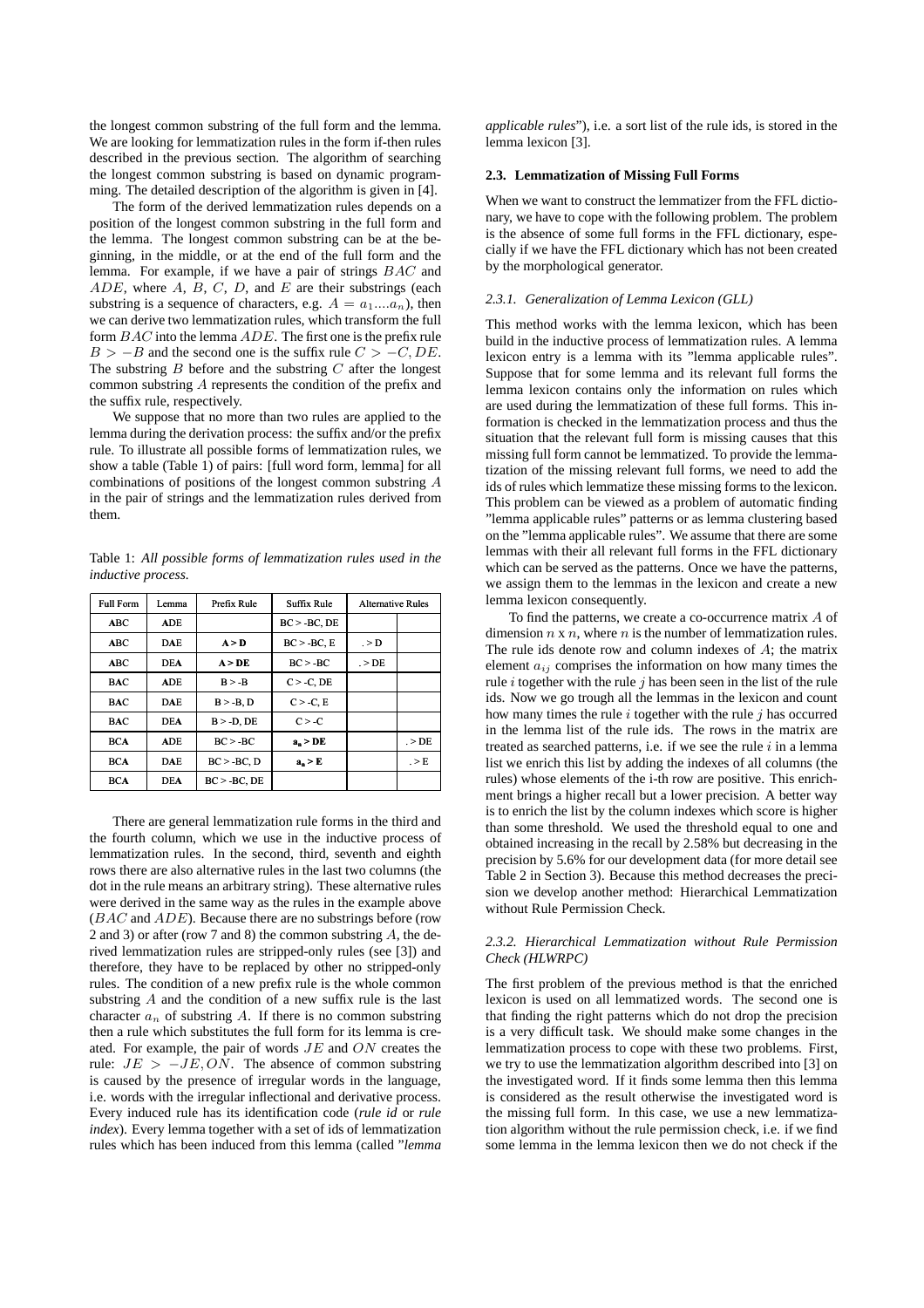the longest common substring of the full form and the lemma. We are looking for lemmatization rules in the form if-then rules described in the previous section. The algorithm of searching the longest common substring is based on dynamic programming. The detailed description of the algorithm is given in [4].

The form of the derived lemmatization rules depends on a position of the longest common substring in the full form and the lemma. The longest common substring can be at the beginning, in the middle, or at the end of the full form and the lemma. For example, if we have a pair of strings $BAC$ and $ADE$, where $A$, $B$, $C$, $D$, and $E$ are their substrings (each substring is a sequence of characters, e.g. $A = a_1....a_n$), then we can derive two lemmatization rules, which transform the full form $BAC$ into the lemma $ADE$. The first one is the prefix rule $B > -B$ and the second one is the suffix rule $C > -C, DE$. The substring $B$ before and the substring $C$ after the longest common substring $A$ represents the condition of the prefix and the suffix rule, respectively.

We suppose that no more than two rules are applied to the lemma during the derivation process: the suffix and/or the prefix rule. To illustrate all possible forms of lemmatization rules, we show a table (Table 1) of pairs: [full word form, lemma] for all combinations of positions of the longest common substring $A$ in the pair of strings and the lemmatization rules derived from them.

Table 1: *All possible forms of lemmatization rules used in the inductive process.*

| Full Form | Lemma | Prefix Rule | Suffix Rule | Alternative Rules | |
|---|---|---|---|---|---|
| **A**BC | **A**DE | | BC > -BC, DE | | |
| **A**BC | D**A**E | **A > D** | BC > -BC, E | . > D | |
| **A**BC | DE**A** | **A > DE** | BC > -BC | . > DE | |
| B**A**C | **A**DE | B > -B | C > -C, DE | | |
| B**A**C | D**A**E | B > -B, D | C > -C, E | | |
| B**A**C | DE**A** | B > -D, DE | C > -C | | |
| BC**A** | **A**DE | BC > -BC | $\mathbf{a_n}$ **> DE** | | . > DE |
| BC**A** | D**A**E | BC > -BC, D | $\mathbf{a_n}$ **> E** | | . > E |
| BC**A** | DE**A** | BC > -BC, DE | | | |

There are general lemmatization rule forms in the third and the fourth column, which we use in the inductive process of lemmatization rules. In the second, third, seventh and eighth rows there are also alternative rules in the last two columns (the dot in the rule means an arbitrary string). These alternative rules were derived in the same way as the rules in the example above ($BAC$ and $ADE$). Because there are no substrings before (row 2 and 3) or after (row 7 and 8) the common substring $A$, the derived lemmatization rules are stripped-only rules (see [3]) and therefore, they have to be replaced by other no stripped-only rules. The condition of a new prefix rule is the whole common substring $A$ and the condition of a new suffix rule is the last character $a_n$ of substring $A$. If there is no common substring then a rule which substitutes the full form for its lemma is created. For example, the pair of words $JE$ and $ON$ creates the rule: $JE > -JE, ON$. The absence of common substring is caused by the presence of irregular words in the language, i.e. words with the irregular inflectional and derivative process. Every induced rule has its identification code (*rule id* or *rule index*). Every lemma together with a set of ids of lemmatization rules which has been induced from this lemma (called "*lemma applicable rules*"), i.e. a sort list of the rule ids, is stored in the lemma lexicon [3].

### 2.3. Lemmatization of Missing Full Forms

When we want to construct the lemmatizer from the FFL dictionary, we have to cope with the following problem. The problem is the absence of some full forms in the FFL dictionary, especially if we have the FFL dictionary which has not been created by the morphological generator.

#### *2.3.1. Generalization of Lemma Lexicon (GLL)*

This method works with the lemma lexicon, which has been build in the inductive process of lemmatization rules. A lemma lexicon entry is a lemma with its "lemma applicable rules". Suppose that for some lemma and its relevant full forms the lemma lexicon contains only the information on rules which are used during the lemmatization of these full forms. This information is checked in the lemmatization process and thus the situation that the relevant full form is missing causes that this missing full form cannot be lemmatized. To provide the lemmatization of the missing relevant full forms, we need to add the ids of rules which lemmatize these missing forms to the lexicon. This problem can be viewed as a problem of automatic finding "lemma applicable rules" patterns or as lemma clustering based on the "lemma applicable rules". We assume that there are some lemmas with their all relevant full forms in the FFL dictionary which can be served as the patterns. Once we have the patterns, we assign them to the lemmas in the lexicon and create a new lemma lexicon consequently.

To find the patterns, we create a co-occurrence matrix $A$ of dimension $n$ x $n$, where $n$ is the number of lemmatization rules. The rule ids denote row and column indexes of $A$; the matrix element $a_{ij}$ comprises the information on how many times the rule $i$ together with the rule $j$ has been seen in the list of the rule ids. Now we go trough all the lemmas in the lexicon and count how many times the rule $i$ together with the rule $j$ has occurred in the lemma list of the rule ids. The rows in the matrix are treated as searched patterns, i.e. if we see the rule $i$ in a lemma list we enrich this list by adding the indexes of all columns (the rules) whose elements of the i-th row are positive. This enrichment brings a higher recall but a lower precision. A better way is to enrich the list by the column indexes which score is higher than some threshold. We used the threshold equal to one and obtained increasing in the recall by 2.58% but decreasing in the precision by 5.6% for our development data (for more detail see Table 2 in Section 3). Because this method decreases the precision we develop another method: Hierarchical Lemmatization without Rule Permission Check.

#### *2.3.2. Hierarchical Lemmatization without Rule Permission Check (HLWRPC)*

The first problem of the previous method is that the enriched lexicon is used on all lemmatized words. The second one is that finding the right patterns which do not drop the precision is a very difficult task. We should make some changes in the lemmatization process to cope with these two problems. First, we try to use the lemmatization algorithm described into [3] on the investigated word. If it finds some lemma then this lemma is considered as the result otherwise the investigated word is the missing full form. In this case, we use a new lemmatization algorithm without the rule permission check, i.e. if we find some lemma in the lemma lexicon then we do not check if the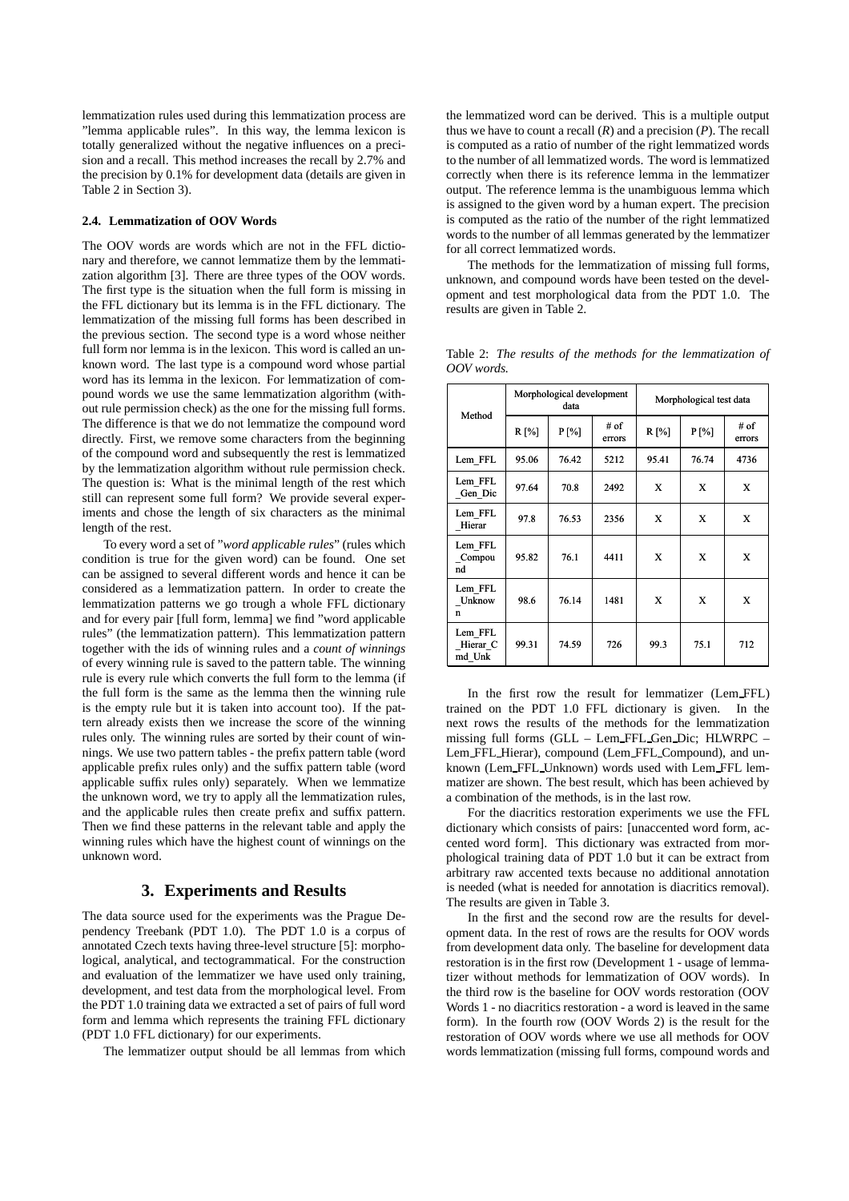lemmatization rules used during this lemmatization process are "lemma applicable rules". In this way, the lemma lexicon is totally generalized without the negative influences on a precision and a recall. This method increases the recall by 2.7% and the precision by 0.1% for development data (details are given in Table 2 in Section 3).

### 2.4. Lemmatization of OOV Words

The OOV words are words which are not in the FFL dictionary and therefore, we cannot lemmatize them by the lemmatization algorithm [3]. There are three types of the OOV words. The first type is the situation when the full form is missing in the FFL dictionary but its lemma is in the FFL dictionary. The lemmatization of the missing full forms has been described in the previous section. The second type is a word whose neither full form nor lemma is in the lexicon. This word is called an unknown word. The last type is a compound word whose partial word has its lemma in the lexicon. For lemmatization of compound words we use the same lemmatization algorithm (without rule permission check) as the one for the missing full forms. The difference is that we do not lemmatize the compound word directly. First, we remove some characters from the beginning of the compound word and subsequently the rest is lemmatized by the lemmatization algorithm without rule permission check. The question is: What is the minimal length of the rest which still can represent some full form? We provide several experiments and chose the length of six characters as the minimal length of the rest.

To every word a set of "*word applicable rules*" (rules which condition is true for the given word) can be found. One set can be assigned to several different words and hence it can be considered as a lemmatization pattern. In order to create the lemmatization patterns we go trough a whole FFL dictionary and for every pair [full form, lemma] we find "word applicable rules" (the lemmatization pattern). This lemmatization pattern together with the ids of winning rules and a *count of winnings* of every winning rule is saved to the pattern table. The winning rule is every rule which converts the full form to the lemma (if the full form is the same as the lemma then the winning rule is the empty rule but it is taken into account too). If the pattern already exists then we increase the score of the winning rules only. The winning rules are sorted by their count of winnings. We use two pattern tables - the prefix pattern table (word applicable prefix rules only) and the suffix pattern table (word applicable suffix rules only) separately. When we lemmatize the unknown word, we try to apply all the lemmatization rules, and the applicable rules then create prefix and suffix pattern. Then we find these patterns in the relevant table and apply the winning rules which have the highest count of winnings on the unknown word.

## 3. Experiments and Results

The data source used for the experiments was the Prague Dependency Treebank (PDT 1.0). The PDT 1.0 is a corpus of annotated Czech texts having three-level structure [5]: morphological, analytical, and tectogrammatical. For the construction and evaluation of the lemmatizer we have used only training, development, and test data from the morphological level. From the PDT 1.0 training data we extracted a set of pairs of full word form and lemma which represents the training FFL dictionary (PDT 1.0 FFL dictionary) for our experiments.

The lemmatizer output should be all lemmas from which the lemmatized word can be derived. This is a multiple output thus we have to count a recall (*R*) and a precision (*P*). The recall is computed as a ratio of number of the right lemmatized words to the number of all lemmatized words. The word is lemmatized correctly when there is its reference lemma in the lemmatizer output. The reference lemma is the unambiguous lemma which is assigned to the given word by a human expert. The precision is computed as the ratio of the number of the right lemmatized words to the number of all lemmas generated by the lemmatizer for all correct lemmatized words.

The methods for the lemmatization of missing full forms, unknown, and compound words have been tested on the development and test morphological data from the PDT 1.0. The results are given in Table 2.

Table 2: *The results of the methods for the lemmatization of OOV words.*

| Method | Morphological development data | | | Morphological test data | | |
|---|---|---|---|---|---|---|
| | R [%] | P [%] | # of errors | R [%] | P [%] | # of errors |
| Lem_FFL | 95.06 | 76.42 | 5212 | 95.41 | 76.74 | 4736 |
| Lem_FFL_Gen_Dic | 97.64 | 70.8 | 2492 | X | X | X |
| Lem_FFL_Hierar | 97.8 | 76.53 | 2356 | X | X | X |
| Lem_FFL_Compound | 95.82 | 76.1 | 4411 | X | X | X |
| Lem_FFL_Unknown | 98.6 | 76.14 | 1481 | X | X | X |
| Lem_FFL_Hierar_Cmd_Unk | 99.31 | 74.59 | 726 | 99.3 | 75.1 | 712 |

In the first row the result for lemmatizer (Lem_FFL) trained on the PDT 1.0 FFL dictionary is given. In the next rows the results of the methods for the lemmatization missing full forms (GLL – Lem_FFL_Gen_Dic; HLWRPC – Lem_FFL_Hierar), compound (Lem_FFL_Compound), and unknown (Lem_FFL_Unknown) words used with Lem_FFL lemmatizer are shown. The best result, which has been achieved by a combination of the methods, is in the last row.

For the diacritics restoration experiments we use the FFL dictionary which consists of pairs: [unaccented word form, accented word form]. This dictionary was extracted from morphological training data of PDT 1.0 but it can be extract from arbitrary raw accented texts because no additional annotation is needed (what is needed for annotation is diacritics removal). The results are given in Table 3.

In the first and the second row are the results for development data. In the rest of rows are the results for OOV words from development data only. The baseline for development data restoration is in the first row (Development 1 - usage of lemmatizer without methods for lemmatization of OOV words). In the third row is the baseline for OOV words restoration (OOV Words 1 - no diacritics restoration - a word is leaved in the same form). In the fourth row (OOV Words 2) is the result for the restoration of OOV words where we use all methods for OOV words lemmatization (missing full forms, compound words and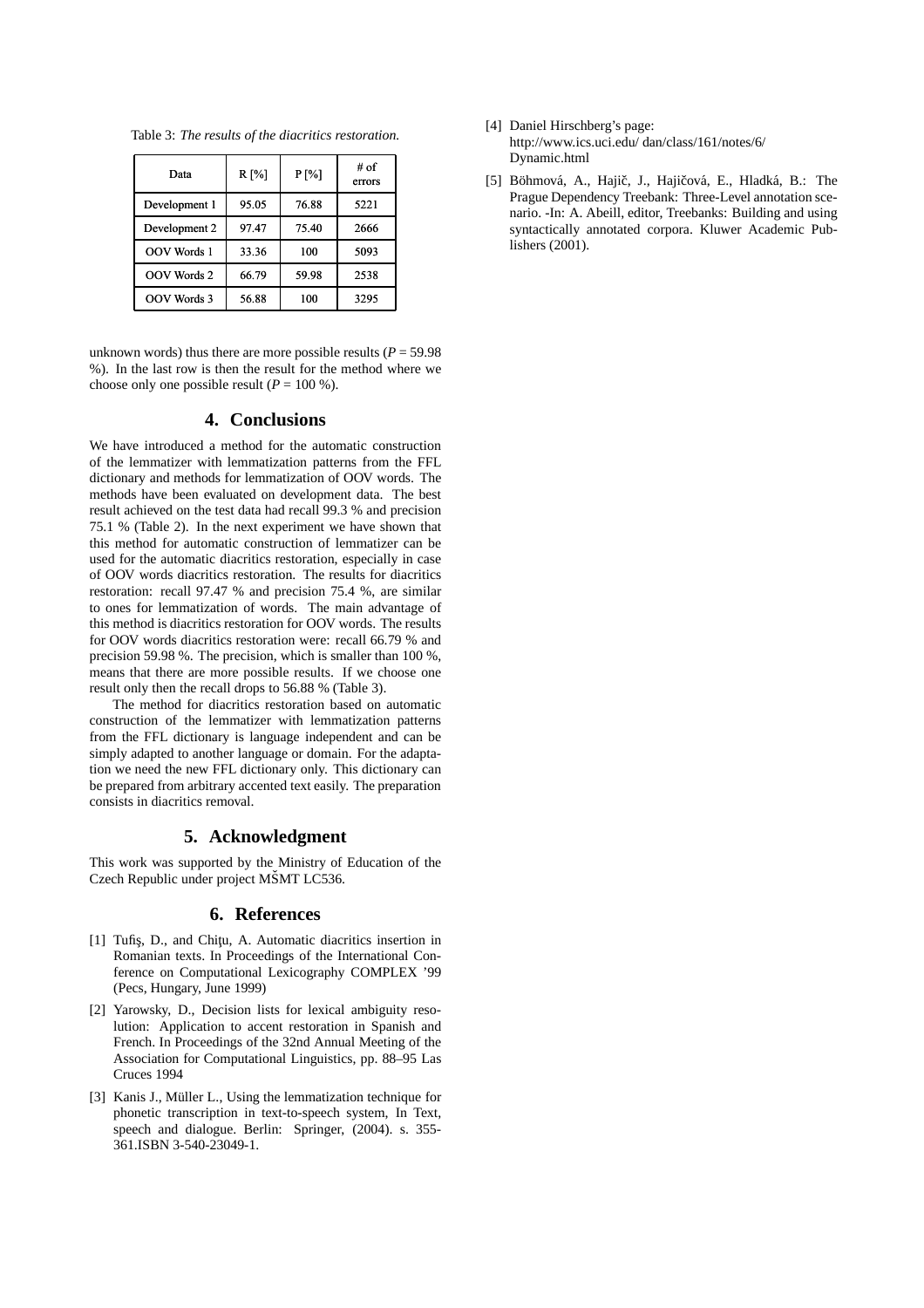Table 3: *The results of the diacritics restoration.*

| Data | R [%] | P [%] | # of errors |
|---|---|---|---|
| Development 1 | 95.05 | 76.88 | 5221 |
| Development 2 | 97.47 | 75.40 | 2666 |
| OOV Words 1 | 33.36 | 100 | 5093 |
| OOV Words 2 | 66.79 | 59.98 | 2538 |
| OOV Words 3 | 56.88 | 100 | 3295 |

unknown words) thus there are more possible results ($P$ = 59.98 %). In the last row is then the result for the method where we choose only one possible result ($P$ = 100 %).

## 4. Conclusions

We have introduced a method for the automatic construction of the lemmatizer with lemmatization patterns from the FFL dictionary and methods for lemmatization of OOV words. The methods have been evaluated on development data. The best result achieved on the test data had recall 99.3 % and precision 75.1 % (Table 2). In the next experiment we have shown that this method for automatic construction of lemmatizer can be used for the automatic diacritics restoration, especially in case of OOV words diacritics restoration. The results for diacritics restoration: recall 97.47 % and precision 75.4 %, are similar to ones for lemmatization of words. The main advantage of this method is diacritics restoration for OOV words. The results for OOV words diacritics restoration were: recall 66.79 % and precision 59.98 %. The precision, which is smaller than 100 %, means that there are more possible results. If we choose one result only then the recall drops to 56.88 % (Table 3).

The method for diacritics restoration based on automatic construction of the lemmatizer with lemmatization patterns from the FFL dictionary is language independent and can be simply adapted to another language or domain. For the adaptation we need the new FFL dictionary only. This dictionary can be prepared from arbitrary accented text easily. The preparation consists in diacritics removal.

## 5. Acknowledgment

This work was supported by the Ministry of Education of the Czech Republic under project MŠMT LC536.

## 6. References

[1] Tufiş, D., and Chiţu, A. Automatic diacritics insertion in Romanian texts. In Proceedings of the International Conference on Computational Lexicography COMPLEX '99 (Pecs, Hungary, June 1999)

[2] Yarowsky, D., Decision lists for lexical ambiguity resolution: Application to accent restoration in Spanish and French. In Proceedings of the 32nd Annual Meeting of the Association for Computational Linguistics, pp. 88–95 Las Cruces 1994

[3] Kanis J., Müller L., Using the lemmatization technique for phonetic transcription in text-to-speech system, In Text, speech and dialogue. Berlin: Springer, (2004). s. 355-361.ISBN 3-540-23049-1.

[4] Daniel Hirschberg's page: http://www.ics.uci.edu/ dan/class/161/notes/6/ Dynamic.html

[5] Böhmová, A., Hajič, J., Hajičová, E., Hladká, B.: The Prague Dependency Treebank: Three-Level annotation scenario. -In: A. Abeill, editor, Treebanks: Building and using syntactically annotated corpora. Kluwer Academic Publishers (2001).